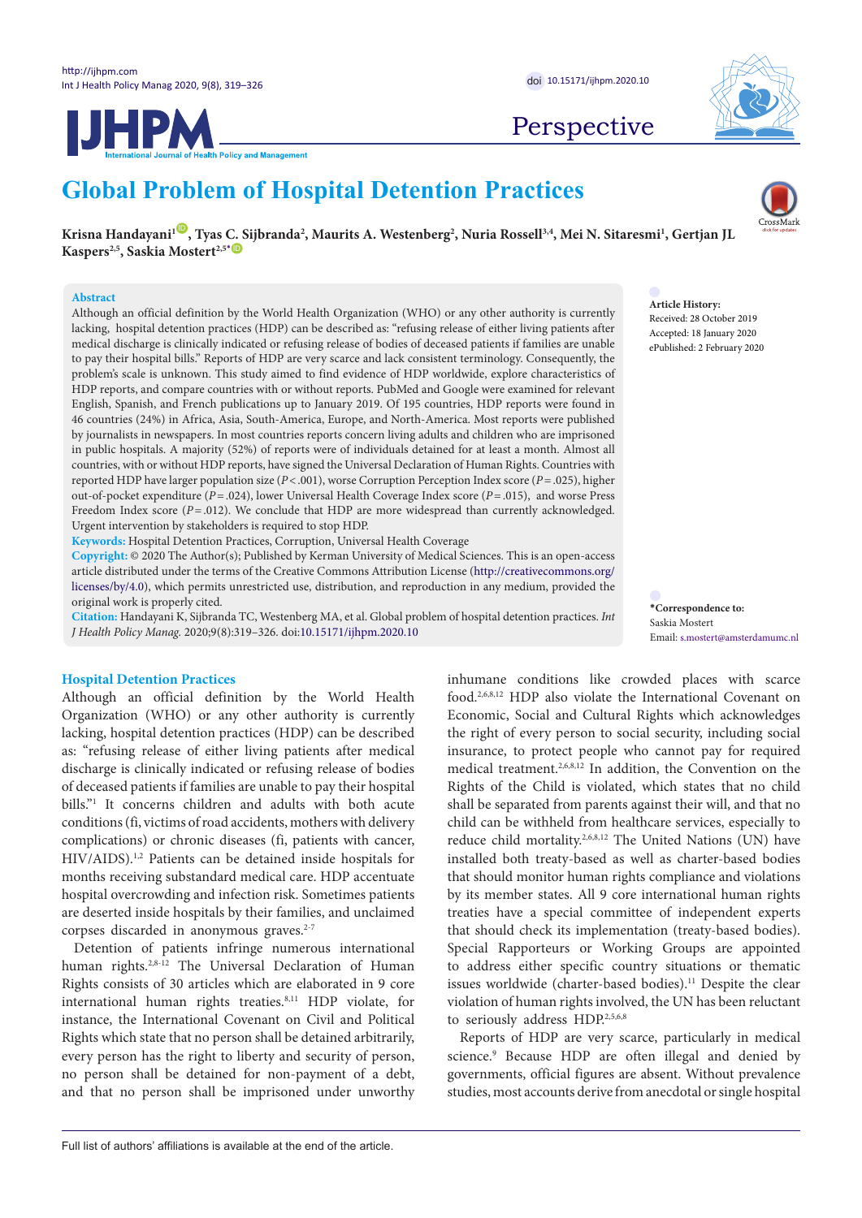Perspective

# Global Problem of Hospital Detention Practices

**Krisna Handayani[1], Tyas C. Sijbranda[2], Maurits A. Westenberg[2], Nuria Rossell[3,4], Mei N. Sitaresmi[1], Gertjan JL Kaspers[2,5], Saskia Mostert[2,5*]**

## Abstract

Although an official definition by the World Health Organization (WHO) or any other authority is currently lacking, hospital detention practices (HDP) can be described as: "refusing release of either living patients after medical discharge is clinically indicated or refusing release of bodies of deceased patients if families are unable to pay their hospital bills." Reports of HDP are very scarce and lack consistent terminology. Consequently, the problem's scale is unknown. This study aimed to find evidence of HDP worldwide, explore characteristics of HDP reports, and compare countries with or without reports. PubMed and Google were examined for relevant English, Spanish, and French publications up to January 2019. Of 195 countries, HDP reports were found in 46 countries (24%) in Africa, Asia, South-America, Europe, and North-America. Most reports were published by journalists in newspapers. In most countries reports concern living adults and children who are imprisoned in public hospitals. A majority (52%) of reports were of individuals detained for at least a month. Almost all countries, with or without HDP reports, have signed the Universal Declaration of Human Rights. Countries with reported HDP have larger population size ($P < .001$), worse Corruption Perception Index score ($P = .025$), higher out-of-pocket expenditure ($P = .024$), lower Universal Health Coverage Index score ($P = .015$), and worse Press Freedom Index score ($P = .012$). We conclude that HDP are more widespread than currently acknowledged. Urgent intervention by stakeholders is required to stop HDP.

**Keywords:** Hospital Detention Practices, Corruption, Universal Health Coverage

**Copyright:** © 2020 The Author(s); Published by Kerman University of Medical Sciences. This is an open-access article distributed under the terms of the Creative Commons Attribution License (http://creativecommons.org/licenses/by/4.0), which permits unrestricted use, distribution, and reproduction in any medium, provided the original work is properly cited.

**Citation:** Handayani K, Sijbranda TC, Westenberg MA, et al. Global problem of hospital detention practices. *Int J Health Policy Manag.* 2020;9(8):319–326. doi:10.15171/ijhpm.2020.10

**Article History:**
Received: 28 October 2019
Accepted: 18 January 2020
ePublished: 2 February 2020

**\*Correspondence to:**
Saskia Mostert
Email: s.mostert@amsterdamumc.nl

## Hospital Detention Practices

Although an official definition by the World Health Organization (WHO) or any other authority is currently lacking, hospital detention practices (HDP) can be described as: "refusing release of either living patients after medical discharge is clinically indicated or refusing release of bodies of deceased patients if families are unable to pay their hospital bills."[1] It concerns children and adults with both acute conditions (fi, victims of road accidents, mothers with delivery complications) or chronic diseases (fi, patients with cancer, HIV/AIDS).[1,2] Patients can be detained inside hospitals for months receiving substandard medical care. HDP accentuate hospital overcrowding and infection risk. Sometimes patients are deserted inside hospitals by their families, and unclaimed corpses discarded in anonymous graves.[2-7]

Detention of patients infringe numerous international human rights.[2,8-12] The Universal Declaration of Human Rights consists of 30 articles which are elaborated in 9 core international human rights treaties.[8,11] HDP violate, for instance, the International Covenant on Civil and Political Rights which state that no person shall be detained arbitrarily, every person has the right to liberty and security of person, no person shall be detained for non-payment of a debt, and that no person shall be imprisoned under unworthy inhumane conditions like crowded places with scarce food.[2,6,8,12] HDP also violate the International Covenant on Economic, Social and Cultural Rights which acknowledges the right of every person to social security, including social insurance, to protect people who cannot pay for required medical treatment.[2,6,8,12] In addition, the Convention on the Rights of the Child is violated, which states that no child shall be separated from parents against their will, and that no child can be withheld from healthcare services, especially to reduce child mortality.[2,6,8,12] The United Nations (UN) have installed both treaty-based as well as charter-based bodies that should monitor human rights compliance and violations by its member states. All 9 core international human rights treaties have a special committee of independent experts that should check its implementation (treaty-based bodies). Special Rapporteurs or Working Groups are appointed to address either specific country situations or thematic issues worldwide (charter-based bodies).[11] Despite the clear violation of human rights involved, the UN has been reluctant to seriously address HDP.[2,5,6,8]

Reports of HDP are very scarce, particularly in medical science.[9] Because HDP are often illegal and denied by governments, official figures are absent. Without prevalence studies, most accounts derive from anecdotal or single hospital

Full list of authors' affiliations is available at the end of the article.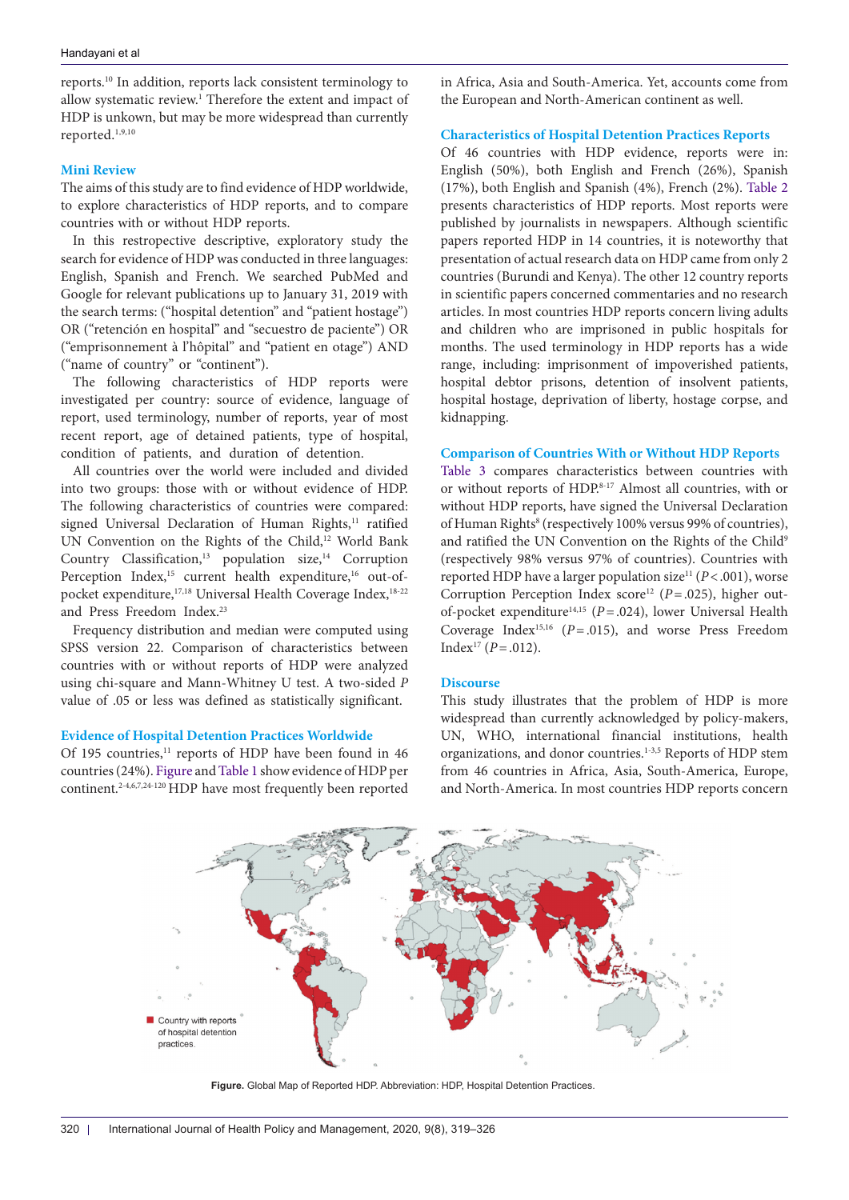reports.[10] In addition, reports lack consistent terminology to allow systematic review.[1] Therefore the extent and impact of HDP is unkown, but may be more widespread than currently reported.[1,9,10]

## Mini Review

The aims of this study are to find evidence of HDP worldwide, to explore characteristics of HDP reports, and to compare countries with or without HDP reports.

In this restropective descriptive, exploratory study the search for evidence of HDP was conducted in three languages: English, Spanish and French. We searched PubMed and Google for relevant publications up to January 31, 2019 with the search terms: ("hospital detention" and "patient hostage") OR ("retención en hospital" and "secuestro de paciente") OR ("emprisonnement à l'hôpital" and "patient en otage") AND ("name of country" or "continent").

The following characteristics of HDP reports were investigated per country: source of evidence, language of report, used terminology, number of reports, year of most recent report, age of detained patients, type of hospital, condition of patients, and duration of detention.

All countries over the world were included and divided into two groups: those with or without evidence of HDP. The following characteristics of countries were compared: signed Universal Declaration of Human Rights,[11] ratified UN Convention on the Rights of the Child,[12] World Bank Country Classification,[13] population size,[14] Corruption Perception Index,[15] current health expenditure,[16] out-of-pocket expenditure,[17,18] Universal Health Coverage Index,[18-22] and Press Freedom Index.[23]

Frequency distribution and median were computed using SPSS version 22. Comparison of characteristics between countries with or without reports of HDP were analyzed using chi-square and Mann-Whitney U test. A two-sided $P$ value of .05 or less was defined as statistically significant.

## Evidence of Hospital Detention Practices Worldwide

Of 195 countries,[11] reports of HDP have been found in 46 countries (24%). Figure and Table 1 show evidence of HDP per continent.[2-4,6,7,24-120] HDP have most frequently been reported in Africa, Asia and South-America. Yet, accounts come from the European and North-American continent as well.

## Characteristics of Hospital Detention Practices Reports

Of 46 countries with HDP evidence, reports were in: English (50%), both English and French (26%), Spanish (17%), both English and Spanish (4%), French (2%). Table 2 presents characteristics of HDP reports. Most reports were published by journalists in newspapers. Although scientific papers reported HDP in 14 countries, it is noteworthy that presentation of actual research data on HDP came from only 2 countries (Burundi and Kenya). The other 12 country reports in scientific papers concerned commentaries and no research articles. In most countries HDP reports concern living adults and children who are imprisoned in public hospitals for months. The used terminology in HDP reports has a wide range, including: imprisonment of impoverished patients, hospital debtor prisons, detention of insolvent patients, hospital hostage, deprivation of liberty, hostage corpse, and kidnapping.

## Comparison of Countries With or Without HDP Reports

Table 3 compares characteristics between countries with or without reports of HDP.[8-17] Almost all countries, with or without HDP reports, have signed the Universal Declaration of Human Rights[8] (respectively 100% versus 99% of countries), and ratified the UN Convention on the Rights of the Child[9] (respectively 98% versus 97% of countries). Countries with reported HDP have a larger population size[11] ($P<.001$), worse Corruption Perception Index score[12] ($P=.025$), higher out-of-pocket expenditure[14,15] ($P=.024$), lower Universal Health Coverage Index[15,16] ($P=.015$), and worse Press Freedom Index[17] ($P=.012$).

## Discourse

This study illustrates that the problem of HDP is more widespread than currently acknowledged by policy-makers, UN, WHO, international financial institutions, health organizations, and donor countries.[1-3,5] Reports of HDP stem from 46 countries in Africa, Asia, South-America, Europe, and North-America. In most countries HDP reports concern

Country with reports of hospital detention practices.

**Figure.** Global Map of Reported HDP. Abbreviation: HDP, Hospital Detention Practices.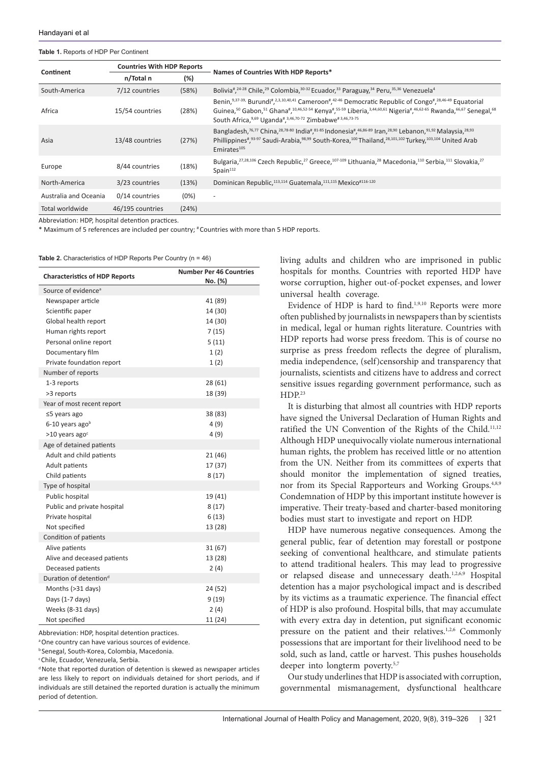**Table 1.** Reports of HDP Per Continent

| Continent | Countries With HDP Reports | | Names of Countries With HDP Reports* |
|---|---|---|---|
| | n/Total n | (%) | |
| South-America | 7/12 countries | (58%) | Bolivia#,[24-28] Chile,[29] Colombia,[30-32] Ecuador,[33] Paraguay,[34] Peru,[35,36] Venezuela[4] |
| Africa | 15/54 countries | (28%) | Benin,[9,37-39,] Burundi#,[2,3,10,40,41] Cameroon#,[42-46] Democratic Republic of Congo#,[28,46-49] Equatorial Guinea,[50] Gabon,[51] Ghana#,[10,46,52-54] Kenya#,[55-59] Liberia,[3,44,60,61] Nigeria#,[46,62-65] Rwanda,[66,67] Senegal,[68] South Africa,[9,69] Uganda#,[3,46,70-72] Zimbabwe#[3,46,73-75] |
| Asia | 13/48 countries | (27%) | Bangladesh,[76,77] China,[28,78-80] India#,[81-85] Indonesia#,[46,86-89] Iran,[28,90] Lebanon,[91,92] Malaysia,[28,93] Phillippines#,[93-97] Saudi-Arabia,[98,99] South-Korea,[100] Thailand,[28,101,102] Turkey,[103,104] United Arab Emirates[105] |
| Europe | 8/44 countries | (18%) | Bulgaria,[27,28,106] Czech Republic,[27] Greece,[107-109] Lithuania,[28] Macedonia,[110] Serbia,[111] Slovakia,[27] Spain[112] |
| North-America | 3/23 countries | (13%) | Dominican Republic,[113,114] Guatemala,[111,115] Mexico#[116-120] |
| Australia and Oceania | 0/14 countries | (0%) | - |
| Total worldwide | 46/195 countries | (24%) | |

Abbreviation: HDP, hospital detention practices.

\* Maximum of 5 references are included per country; # Countries with more than 5 HDP reports.

**Table 2.** Characteristics of HDP Reports Per Country (n = 46)

| Characteristics of HDP Reports | Number Per 46 Countries No. (%) |
|---|---|
| Source of evidence[a] | |
| Newspaper article | 41 (89) |
| Scientific paper | 14 (30) |
| Global health report | 14 (30) |
| Human rights report | 7 (15) |
| Personal online report | 5 (11) |
| Documentary film | 1 (2) |
| Private foundation report | 1 (2) |
| Number of reports | |
| 1-3 reports | 28 (61) |
| >3 reports | 18 (39) |
| Year of most recent report | |
| ≤5 years ago | 38 (83) |
| 6-10 years ago[b] | 4 (9) |
| >10 years ago[c] | 4 (9) |
| Age of detained patients | |
| Adult and child patients | 21 (46) |
| Adult patients | 17 (37) |
| Child patients | 8 (17) |
| Type of hospital | |
| Public hospital | 19 (41) |
| Public and private hospital | 8 (17) |
| Private hospital | 6 (13) |
| Not specified | 13 (28) |
| Condition of patients | |
| Alive patients | 31 (67) |
| Alive and deceased patients | 13 (28) |
| Deceased patients | 2 (4) |
| Duration of detention[d] | |
| Months (>31 days) | 24 (52) |
| Days (1-7 days) | 9 (19) |
| Weeks (8-31 days) | 2 (4) |
| Not specified | 11 (24) |

Abbreviation: HDP, hospital detention practices.

[a] One country can have various sources of evidence.

[b] Senegal, South-Korea, Colombia, Macedonia.

[c] Chile, Ecuador, Venezuela, Serbia.

[d] Note that reported duration of detention is skewed as newspaper articles are less likely to report on individuals detained for short periods, and if individuals are still detained the reported duration is actually the minimum period of detention.

living adults and children who are imprisoned in public hospitals for months. Countries with reported HDP have worse corruption, higher out-of-pocket expenses, and lower universal health coverage.

Evidence of HDP is hard to find.[1,9,10] Reports were more often published by journalists in newspapers than by scientists in medical, legal or human rights literature. Countries with HDP reports had worse press freedom. This is of course no surprise as press freedom reflects the degree of pluralism, media independence, (self)censorship and transparency that journalists, scientists and citizens have to address and correct sensitive issues regarding government performance, such as HDP.[23]

It is disturbing that almost all countries with HDP reports have signed the Universal Declaration of Human Rights and ratified the UN Convention of the Rights of the Child.[11,12] Although HDP unequivocally violate numerous international human rights, the problem has received little or no attention from the UN. Neither from its committees of experts that should monitor the implementation of signed treaties, nor from its Special Rapporteurs and Working Groups.[4,8,9] Condemnation of HDP by this important institute however is imperative. Their treaty-based and charter-based monitoring bodies must start to investigate and report on HDP.

HDP have numerous negative consequences. Among the general public, fear of detention may forestall or postpone seeking of conventional healthcare, and stimulate patients to attend traditional healers. This may lead to progressive or relapsed disease and unnecessary death.[1,2,6,9] Hospital detention has a major psychological impact and is described by its victims as a traumatic experience. The financial effect of HDP is also profound. Hospital bills, that may accumulate with every extra day in detention, put significant economic pressure on the patient and their relatives.[1,2,6] Commonly possessions that are important for their livelihood need to be sold, such as land, cattle or harvest. This pushes households deeper into longterm poverty.[5,7]

Our study underlines that HDP is associated with corruption, governmental mismanagement, dysfunctional healthcare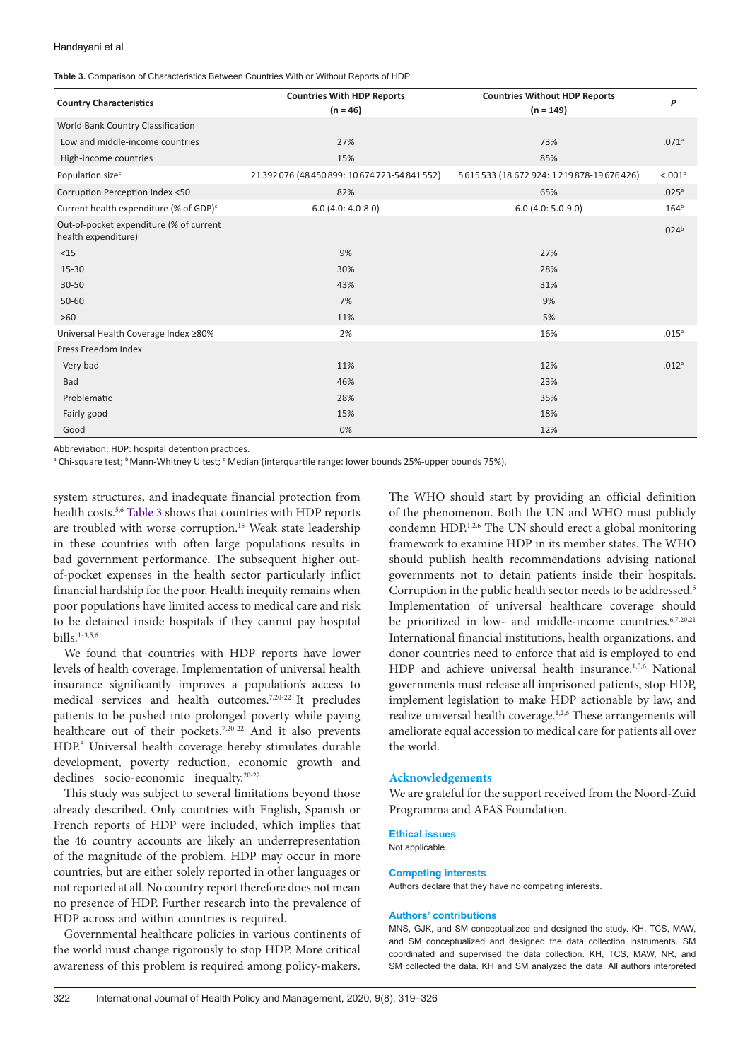**Table 3.** Comparison of Characteristics Between Countries With or Without Reports of HDP

| Country Characteristics | Countries With HDP Reports (n = 46) | Countries Without HDP Reports (n = 149) | P |
|---|---|---|---|
| World Bank Country Classification | | | |
| Low and middle-income countries | 27% | 73% | .071[a] |
| High-income countries | 15% | 85% | |
| Population size[c] | 21 392 076 (48 450 899: 10 674 723-54 841 552) | 5 615 533 (18 672 924: 1 219 878-19 676 426) | <.001[b] |
| Corruption Perception Index <50 | 82% | 65% | .025[a] |
| Current health expenditure (% of GDP)[c] | 6.0 (4.0: 4.0-8.0) | 6.0 (4.0: 5.0-9.0) | .164[b] |
| Out-of-pocket expenditure (% of current health expenditure) | | | .024[b] |
| <15 | 9% | 27% | |
| 15-30 | 30% | 28% | |
| 30-50 | 43% | 31% | |
| 50-60 | 7% | 9% | |
| >60 | 11% | 5% | |
| Universal Health Coverage Index ≥80% | 2% | 16% | .015[a] |
| Press Freedom Index | | | |
| Very bad | 11% | 12% | .012[a] |
| Bad | 46% | 23% | |
| Problematic | 28% | 35% | |
| Fairly good | 15% | 18% | |
| Good | 0% | 12% | |

Abbreviation: HDP: hospital detention practices.

[a] Chi-square test; [b] Mann-Whitney U test; [c] Median (interquartile range: lower bounds 25%-upper bounds 75%).

system structures, and inadequate financial protection from health costs.[5,6] Table 3 shows that countries with HDP reports are troubled with worse corruption.[15] Weak state leadership in these countries with often large populations results in bad government performance. The subsequent higher out-of-pocket expenses in the health sector particularly inflict financial hardship for the poor. Health inequity remains when poor populations have limited access to medical care and risk to be detained inside hospitals if they cannot pay hospital bills.[1-3,5,6]

We found that countries with HDP reports have lower levels of health coverage. Implementation of universal health insurance significantly improves a population's access to medical services and health outcomes.[7,20-22] It precludes patients to be pushed into prolonged poverty while paying healthcare out of their pockets.[7,20-22] And it also prevents HDP.[5] Universal health coverage hereby stimulates durable development, poverty reduction, economic growth and declines socio-economic inequalty.[20-22]

This study was subject to several limitations beyond those already described. Only countries with English, Spanish or French reports of HDP were included, which implies that the 46 country accounts are likely an underrepresentation of the magnitude of the problem. HDP may occur in more countries, but are either solely reported in other languages or not reported at all. No country report therefore does not mean no presence of HDP. Further research into the prevalence of HDP across and within countries is required.

Governmental healthcare policies in various continents of the world must change rigorously to stop HDP. More critical awareness of this problem is required among policy-makers. The WHO should start by providing an official definition of the phenomenon. Both the UN and WHO must publicly condemn HDP.[1,2,6] The UN should erect a global monitoring framework to examine HDP in its member states. The WHO should publish health recommendations advising national governments not to detain patients inside their hospitals. Corruption in the public health sector needs to be addressed.[5] Implementation of universal healthcare coverage should be prioritized in low- and middle-income countries.[6,7,20,21] International financial institutions, health organizations, and donor countries need to enforce that aid is employed to end HDP and achieve universal health insurance.[1,5,6] National governments must release all imprisoned patients, stop HDP, implement legislation to make HDP actionable by law, and realize universal health coverage.[1,2,6] These arrangements will ameliorate equal accession to medical care for patients all over the world.

## Acknowledgements

We are grateful for the support received from the Noord-Zuid Programma and AFAS Foundation.

### Ethical issues

Not applicable.

### Competing interests

Authors declare that they have no competing interests.

### Authors' contributions

MNS, GJK, and SM conceptualized and designed the study. KH, TCS, MAW, and SM conceptualized and designed the data collection instruments. SM coordinated and supervised the data collection. KH, TCS, MAW, NR, and SM collected the data. KH and SM analyzed the data. All authors interpreted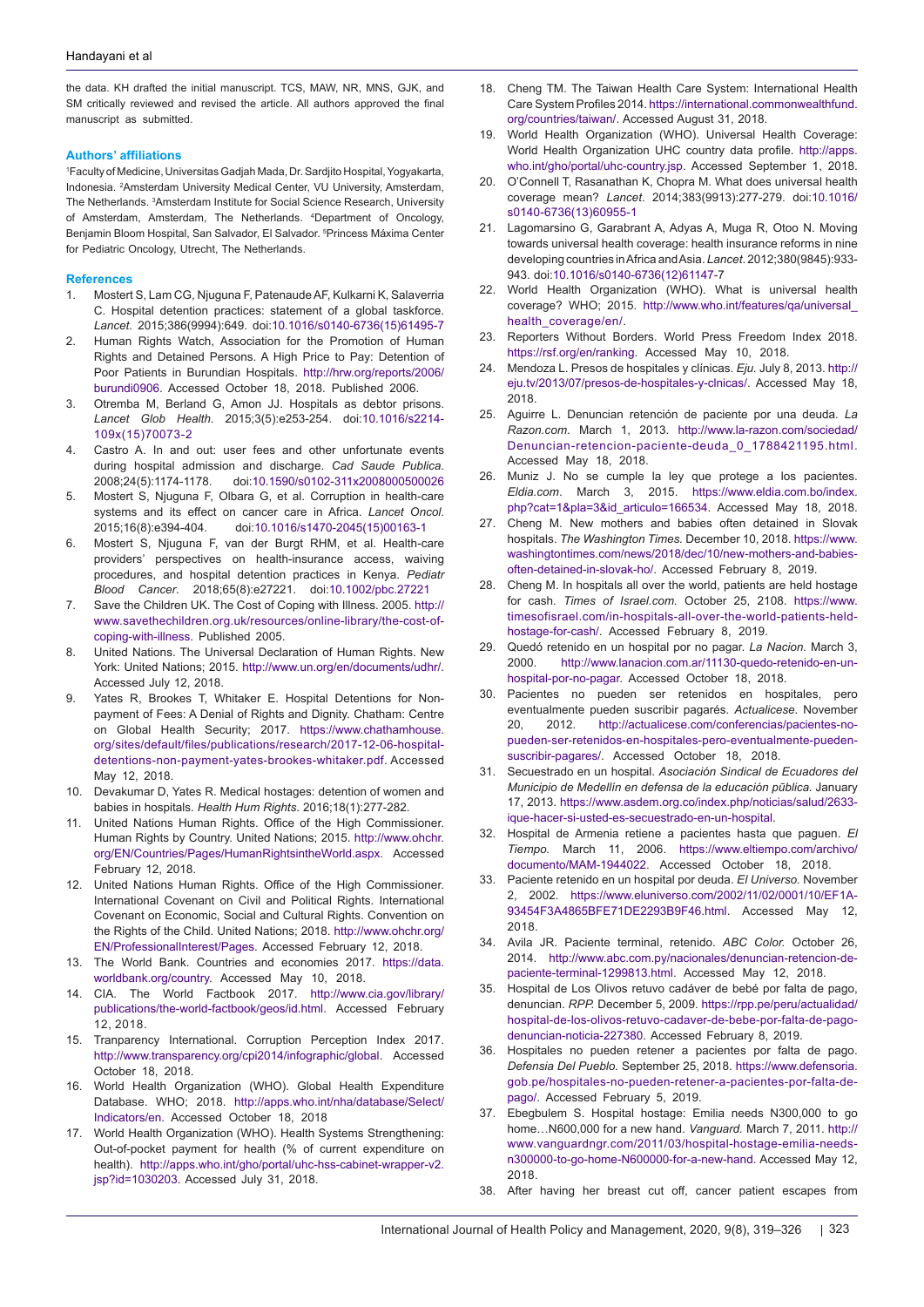the data. KH drafted the initial manuscript. TCS, MAW, NR, MNS, GJK, and SM critically reviewed and revised the article. All authors approved the final manuscript as submitted.

### Authors' affiliations

[1]Faculty of Medicine, Universitas Gadjah Mada, Dr. Sardjito Hospital, Yogyakarta, Indonesia. [2]Amsterdam University Medical Center, VU University, Amsterdam, The Netherlands. [3]Amsterdam Institute for Social Science Research, University of Amsterdam, Amsterdam, The Netherlands. [4]Department of Oncology, Benjamin Bloom Hospital, San Salvador, El Salvador. [5]Princess Máxima Center for Pediatric Oncology, Utrecht, The Netherlands.

### References

1. Mostert S, Lam CG, Njuguna F, Patenaude AF, Kulkarni K, Salaverria C. Hospital detention practices: statement of a global taskforce. *Lancet*. 2015;386(9994):649. doi:10.1016/s0140-6736(15)61495-7
2. Human Rights Watch, Association for the Promotion of Human Rights and Detained Persons. A High Price to Pay: Detention of Poor Patients in Burundian Hospitals. http://hrw.org/reports/2006/burundi0906. Accessed October 18, 2018. Published 2006.
3. Otremba M, Berland G, Amon JJ. Hospitals as debtor prisons. *Lancet Glob Health*. 2015;3(5):e253-254. doi:10.1016/s2214-109x(15)70073-2
4. Castro A. In and out: user fees and other unfortunate events during hospital admission and discharge. *Cad Saude Publica*. 2008;24(5):1174-1178. doi:10.1590/s0102-311x2008000500026
5. Mostert S, Njuguna F, Olbara G, et al. Corruption in health-care systems and its effect on cancer care in Africa. *Lancet Oncol*. 2015;16(8):e394-404. doi:10.1016/s1470-2045(15)00163-1
6. Mostert S, Njuguna F, van der Burgt RHM, et al. Health-care providers' perspectives on health-insurance access, waiving procedures, and hospital detention practices in Kenya. *Pediatr Blood Cancer*. 2018;65(8):e27221. doi:10.1002/pbc.27221
7. Save the Children UK. The Cost of Coping with Illness. 2005. http://www.savethechildren.org.uk/resources/online-library/the-cost-of-coping-with-illness. Published 2005.
8. United Nations. The Universal Declaration of Human Rights. New York: United Nations; 2015. http://www.un.org/en/documents/udhr/. Accessed July 12, 2018.
9. Yates R, Brookes T, Whitaker E. Hospital Detentions for Non-payment of Fees: A Denial of Rights and Dignity. Chatham: Centre on Global Health Security; 2017. https://www.chathamhouse.org/sites/default/files/publications/research/2017-12-06-hospital-detentions-non-payment-yates-brookes-whitaker.pdf. Accessed May 12, 2018.
10. Devakumar D, Yates R. Medical hostages: detention of women and babies in hospitals. *Health Hum Rights*. 2016;18(1):277-282.
11. United Nations Human Rights. Office of the High Commissioner. Human Rights by Country. United Nations; 2015. http://www.ohchr.org/EN/Countries/Pages/HumanRightsintheWorld.aspx. Accessed February 12, 2018.
12. United Nations Human Rights. Office of the High Commissioner. International Covenant on Civil and Political Rights. International Covenant on Economic, Social and Cultural Rights. Convention on the Rights of the Child. United Nations; 2018. http://www.ohchr.org/EN/ProfessionalInterest/Pages. Accessed February 12, 2018.
13. The World Bank. Countries and economies 2017. https://data.worldbank.org/country. Accessed May 10, 2018.
14. CIA. The World Factbook 2017. http://www.cia.gov/library/publications/the-world-factbook/geos/id.html. Accessed February 12, 2018.
15. Tranparency International. Corruption Perception Index 2017. http://www.transparency.org/cpi2014/infographic/global. Accessed October 18, 2018.
16. World Health Organization (WHO). Global Health Expenditure Database. WHO; 2018. http://apps.who.int/nha/database/Select/Indicators/en. Accessed October 18, 2018
17. World Health Organization (WHO). Health Systems Strengthening: Out-of-pocket payment for health (% of current expenditure on health). http://apps.who.int/gho/portal/uhc-hss-cabinet-wrapper-v2.jsp?id=1030203. Accessed July 31, 2018.
18. Cheng TM. The Taiwan Health Care System: International Health Care System Profiles 2014. https://international.commonwealthfund.org/countries/taiwan/. Accessed August 31, 2018.
19. World Health Organization (WHO). Universal Health Coverage: World Health Organization UHC country data profile. http://apps.who.int/gho/portal/uhc-country.jsp. Accessed September 1, 2018.
20. O'Connell T, Rasanathan K, Chopra M. What does universal health coverage mean? *Lancet*. 2014;383(9913):277-279. doi:10.1016/s0140-6736(13)60955-1
21. Lagomarsino G, Garabrant A, Adyas A, Muga R, Otoo N. Moving towards universal health coverage: health insurance reforms in nine developing countries in Africa and Asia. *Lancet*. 2012;380(9845):933-943. doi:10.1016/s0140-6736(12)61147-7
22. World Health Organization (WHO). What is universal health coverage? WHO; 2015. http://www.who.int/features/qa/universal_health_coverage/en/.
23. Reporters Without Borders. World Press Freedom Index 2018. https://rsf.org/en/ranking. Accessed May 10, 2018.
24. Mendoza L. Presos de hospitales y clínicas. *Eju.* July 8, 2013. http://eju.tv/2013/07/presos-de-hospitales-y-clnicas/. Accessed May 18, 2018.
25. Aguirre L. Denuncian retención de paciente por una deuda. *La Razon.com*. March 1, 2013. http://www.la-razon.com/sociedad/Denuncian-retencion-paciente-deuda_0_1788421195.html. Accessed May 18, 2018.
26. Muniz J. No se cumple la ley que protege a los pacientes. *Eldia.com*. March 3, 2015. https://www.eldia.com.bo/index.php?cat=1&pla=3&id_articulo=166534. Accessed May 18, 2018.
27. Cheng M. New mothers and babies often detained in Slovak hospitals. *The Washington Times.* December 10, 2018. https://www.washingtontimes.com/news/2018/dec/10/new-mothers-and-babies-often-detained-in-slovak-ho/. Accessed February 8, 2019.
28. Cheng M. In hospitals all over the world, patients are held hostage for cash. *Times of Israel.com.* October 25, 2108. https://www.timesofisrael.com/in-hospitals-all-over-the-world-patients-held-hostage-for-cash/. Accessed February 8, 2019.
29. Quedó retenido en un hospital por no pagar. *La Nacion.* March 3, 2000. http://www.lanacion.com.ar/11130-quedo-retenido-en-un-hospital-por-no-pagar. Accessed October 18, 2018.
30. Pacientes no pueden ser retenidos en hospitales, pero eventualmente pueden suscribir pagarés. *Actualicese.* November 20, 2012. http://actualicese.com/conferencias/pacientes-no-pueden-ser-retenidos-en-hospitales-pero-eventualmente-pueden-suscribir-pagares/. Accessed October 18, 2018.
31. Secuestrado en un hospital. *Asociación Sindical de Ecuadores del Municipio de Medellín en defensa de la educación pública.* January 17, 2013. https://www.asdem.org.co/index.php/noticias/salud/2633-ique-hacer-si-usted-es-secuestrado-en-un-hospital.
32. Hospital de Armenia retiene a pacientes hasta que paguen. *El Tiempo.* March 11, 2006. https://www.eltiempo.com/archivo/documento/MAM-1944022. Accessed October 18, 2018.
33. Paciente retenido en un hospital por deuda. *El Universo.* November 2, 2002. https://www.eluniverso.com/2002/11/02/0001/10/EF1A93454F3A4865BFE71DE2293B9F46.html. Accessed May 12, 2018.
34. Avila JR. Paciente terminal, retenido. *ABC Color.* October 26, 2014. http://www.abc.com.py/nacionales/denunciar-retencion-de-paciente-terminal-1299813.html. Accessed May 12, 2018.
35. Hospital de Los Olivos retuvo cadáver de bebé por falta de pago, denuncian. *RPP.* December 5, 2009. https://rpp.pe/peru/actualidad/hospital-de-los-olivos-retuvo-cadaver-de-bebe-por-falta-de-pago-denuncian-noticia-227380. Accessed February 8, 2019.
36. Hospitales no pueden retener a pacientes por falta de pago. *Defensia Del Pueblo.* September 25, 2018. https://www.defensoria.gob.pe/hospitales-no-pueden-retener-a-pacientes-por-falta-de-pago/. Accessed February 5, 2019.
37. Ebegbulem S. Hospital hostage: Emilia needs N300,000 to go home…N600,000 for a new hand. *Vanguard.* March 7, 2011. http://www.vanguardngr.com/2011/03/hospital-hostage-emilia-needs-n300000-to-go-home-N600000-for-a-new-hand. Accessed May 12, 2018.
38. After having her breast cut off, cancer patient escapes from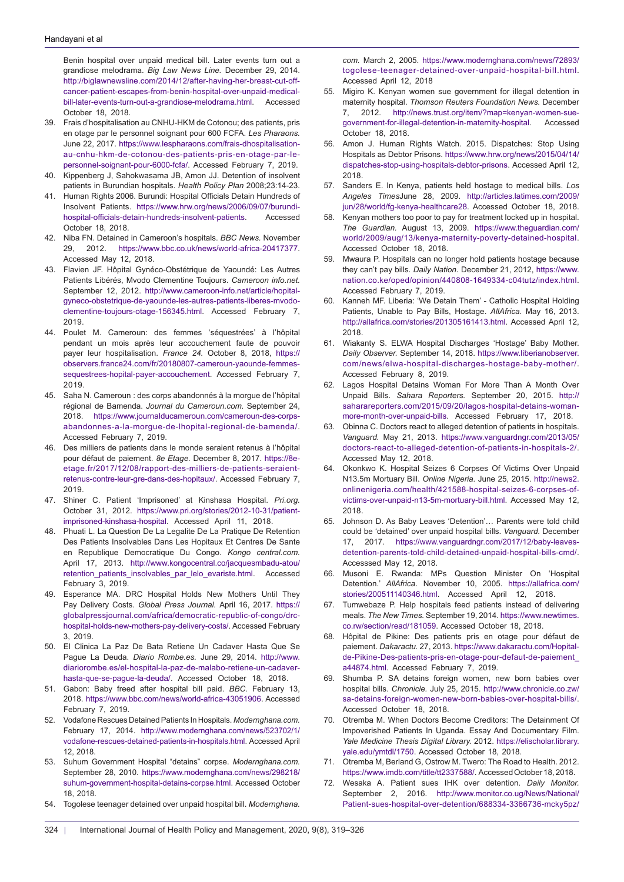Benin hospital over unpaid medical bill. Later events turn out a grandiose melodrama. *Big Law News Line.* December 29, 2014. http://biglawnewsline.com/2014/12/after-having-her-breast-cut-off-cancer-patient-escapes-from-benin-hospital-over-unpaid-medical-bill-later-events-turn-out-a-grandiose-melodrama.html. Accessed October 18, 2018.

39. Frais d'hospitalisation au CNHU-HKM de Cotonou; des patients, pris en otage par le personnel soignant pour 600 FCFA. *Les Pharaons.* June 22, 2017. https://www.lespharaons.com/frais-dhospitalisation-au-cnhu-hkm-de-cotonou-des-patients-pris-en-otage-par-le-personnel-soignant-pour-6000-fcfa/. Accessed February 7, 2019.
40. Kippenberg J, Sahokwasama JB, Amon JJ. Detention of insolvent patients in Burundian hospitals. *Health Policy Plan* 2008;23:14-23.
41. Human Rights 2006. Burundi: Hospital Officials Detain Hundreds of Insolvent Patients. https://www.hrw.org/news/2006/09/07/burundi-hospital-officials-detain-hundreds-insolvent-patients. Accessed October 18, 2018.
42. Niba FN. Detained in Cameroon's hospitals. *BBC News.* November 29, 2012. https://www.bbc.co.uk/news/world-africa-20417377. Accessed May 12, 2018.
43. Flavien JF. Hôpital Gynéco-Obstétrique de Yaoundé: Les Autres Patients Libérés, Mvodo Clementine Toujours. *Cameroon info.net.* September 12, 2012. http://www.cameroon-info.net/article/hopital-gyneco-obstetrique-de-yaounde-les-autres-patients-liberes-mvodo-clementine-toujours-otage-156345.html. Accessed February 7, 2019.
44. Poulet M. Cameroun: des femmes 'séquestrées' à l'hôpital pendant un mois après leur accouchement faute de pouvoir payer leur hospitalisation. *France 24.* October 8, 2018, https://observers.france24.com/fr/20180807-cameroun-yaounde-femmes-sequestrees-hopital-payer-accouchement. Accessed February 7, 2019.
45. Saha N. Cameroun : des corps abandonnés à la morgue de l'hôpital régional de Bamenda. *Journal du Cameroun.com.* September 24, 2018. https://www.journalducameroun.com/cameroun-des-corps-abandonnes-a-la-morgue-de-lhopital-regional-de-bamenda/. Accessed February 7, 2019.
46. Des milliers de patients dans le monde seraient retenus à l'hôpital pour défaut de paiement. *8e Etage.* December 8, 2017. https://8e-etage.fr/2017/12/08/rapport-des-milliers-de-patients-seraient-retenus-contre-leur-gre-dans-des-hopitaux/. Accessed February 7, 2019.
47. Shiner C. Patient 'Imprisoned' at Kinshasa Hospital. *Pri.org.* October 31, 2012. https://www.pri.org/stories/2012-10-31/patient-imprisoned-kinshasa-hospital. Accessed April 11, 2018.
48. Phuati L. La Question De La Legalite De La Pratique De Retention Des Patients Insolvables Dans Les Hopitaux Et Centres De Sante en Republique Democratique Du Congo. *Kongo central.com.* April 17, 2013. http://www.kongocentral.co/jacquesmbadu-atou/retention_patients_insolvables_par_lelo_evariste.html. Accessed February 3, 2019.
49. Esperance MA. DRC Hospital Holds New Mothers Until They Pay Delivery Costs. *Global Press Journal.* April 16, 2017. https://globalpressjournal.com/africa/democratic-republic-of-congo/drc-hospital-holds-new-mothers-pay-delivery-costs/. Accessed February 3, 2019.
50. El Clinica La Paz De Bata Retiene Un Cadaver Hasta Que Se Pague La Deuda. *Diario Rombe.es.* June 29, 2014. http://www.diariorombe.es/el-hospital-la-paz-de-malabo-retiene-un-cadaver-hasta-que-se-pague-la-deuda/. Accessed October 18, 2018.
51. Gabon: Baby freed after hospital bill paid. *BBC.* February 13, 2018. https://www.bbc.com/news/world-africa-43051906. Accessed February 7, 2019.
52. Vodafone Rescues Detained Patients In Hospitals. *Modernghana.com.* February 17, 2014. http://www.modernghana.com/news/523702/1/vodafone-rescues-detained-patients-in-hospitals.html. Accessed April 12, 2018.
53. Suhum Government Hospital "detains" corpse. *Modernghana.com.* September 28, 2010. https://www.modernghana.com/news/298218/suhum-government-hospital-detains-corpse.html. Accessed October 18, 2018.
54. Togolese teenager detained over unpaid hospital bill. *Modernghana.com.* March 2, 2005. https://www.modernghana.com/news/72893/togolese-teenager-detained-over-unpaid-hospital-bill.html. Accessed April 12, 2018
55. Migiro K. Kenyan women sue government for illegal detention in maternity hospital. *Thomson Reuters Foundation News.* December 7, 2012. http://news.trust.org/item/?map=kenyan-women-sue-government-for-illegal-detention-in-maternity-hospital. Accessed October 18, 2018.
56. Amon J. Human Rights Watch. 2015. Dispatches: Stop Using Hospitals as Debtor Prisons. https://www.hrw.org/news/2015/04/14/dispatches-stop-using-hospitals-debtor-prisons. Accessed April 12, 2018.
57. Sanders E. In Kenya, patients held hostage to medical bills. *Los Angeles Times*June 28, 2009. http://articles.latimes.com/2009/jun/28/world/fg-kenya-healthcare28. Accessed October 18, 2018.
58. Kenyan mothers too poor to pay for treatment locked up in hospital. *The Guardian.* August 13, 2009. https://www.theguardian.com/world/2009/aug/13/kenya-maternity-poverty-detained-hospital. Accessed October 18, 2018.
59. Mwaura P. Hospitals can no longer hold patients hostage because they can't pay bills. *Daily Nation.* December 21, 2012, https://www.nation.co.ke/oped/opinion/440808-1649334-c04tutz/index.html. Accessed February 7, 2019.
60. Kanneh MF. Liberia: 'We Detain Them' - Catholic Hospital Holding Patients, Unable to Pay Bills, Hostage. *AllAfrica.* May 16, 2013. http://allafrica.com/stories/201305161413.html. Accessed April 12, 2018.
61. Wiakanty S. ELWA Hospital Discharges 'Hostage' Baby Mother. *Daily Observer.* September 14, 2018. https://www.liberianobserver.com/news/elwa-hospital-discharges-hostage-baby-mother/. Accessed February 8, 2019.
62. Lagos Hospital Detains Woman For More Than A Month Over Unpaid Bills. *Sahara Reporters.* September 20, 2015. http://saharareporters.com/2015/09/20/lagos-hospital-detains-woman-more-month-over-unpaid-bills. Accessed February 17, 2018.
63. Obinna C. Doctors react to alleged detention of patients in hospitals. *Vanguard.* May 21, 2013. https://www.vanguardngr.com/2013/05/doctors-react-to-alleged-detention-of-patients-in-hospitals-2/. Accessed May 12, 2018.
64. Okonkwo K. Hospital Seizes 6 Corpses Of Victims Over Unpaid N13.5m Mortuary Bill. *Online Nigeria.* June 25, 2015. http://news2.onlinenigeria.com/health/421588-hospital-seizes-6-corpses-of-victims-over-unpaid-n13-5m-mortuary-bill.html. Accessed May 12, 2018.
65. Johnson D. As Baby Leaves 'Detention'… Parents were told child could be 'detained' over unpaid hospital bills. *Vanguard.* December 17, 2017. https://www.vanguardngr.com/2017/12/baby-leaves-detention-parents-told-child-detained-unpaid-hospital-bills-cmd/. Accesssed May 12, 2018.
66. Musoni E. Rwanda: MPs Question Minister On 'Hospital Detention.' *AllAfrica*. November 10, 2005. https://allafrica.com/stories/200511140346.html. Accessed April 12, 2018.
67. Tumwebaze P. Help hospitals feed patients instead of delivering meals. *The New Times.* September 19, 2014. https://www.newtimes.co.rw/section/read/181059. Accessed October 18, 2018.
68. Hôpital de Pikine: Des patients pris en otage pour défaut de paiement. *Dakaractu.* 27, 2013. https://www.dakaractu.com/Hopital-de-Pikine-Des-patients-pris-en-otage-pour-defaut-de-paiement_a44874.html. Accessed February 7, 2019.
69. Shumba P. SA detains foreign women, new born babies over hospital bills. *Chronicle.* July 25, 2015. http://www.chronicle.co.zw/sa-detains-foreign-women-new-born-babies-over-hospital-bills/. Accessed October 18, 2018.
70. Otremba M. When Doctors Become Creditors: The Detainment Of Impoverished Patients In Uganda. Essay And Documentary Film. *Yale Medicine Thesis Digital Library.* 2012. https://elischolar.library.yale.edu/ymtdl/1750. Accessed October 18, 2018.
71. Otremba M, Berland G, Ostrow M. Twero: The Road to Health. 2012. https://www.imdb.com/title/tt2337588/. Accessed October 18, 2018.
72. Wesaka A. Patient sues IHK over detention. *Daily Monitor.* September 2, 2016. http://www.monitor.co.ug/News/National/Patient-sues-hospital-over-detention/688334-3366736-mcky5pz/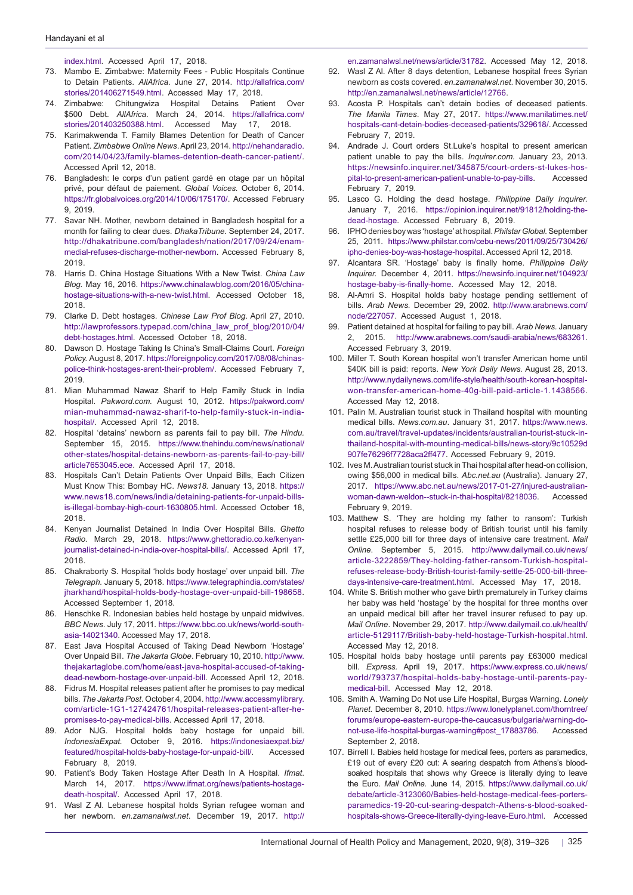index.html. Accessed April 17, 2018.

73. Mambo E. Zimbabwe: Maternity Fees - Public Hospitals Continue to Detain Patients. *AllAfrica*. June 27, 2014. http://allafrica.com/stories/201406271549.html. Accessed May 17, 2018.
74. Zimbabwe: Chitungwiza Hospital Detains Patient Over $500 Debt. *AllAfrica*. March 24, 2014. https://allafrica.com/stories/201403250388.html. Accessed May 17, 2018.
75. Karimakwenda T. Family Blames Detention for Death of Cancer Patient. *Zimbabwe Online News*. April 23, 2014. http://nehandaradio.com/2014/04/23/family-blames-detention-death-cancer-patient/. Accessed April 12, 2018.
76. Bangladesh: le corps d'un patient gardé en otage par un hôpital privé, pour défaut de paiement. *Global Voices.* October 6, 2014. https://fr.globalvoices.org/2014/10/06/175170/. Accessed February 9, 2019.
77. Savar NH. Mother, newborn detained in Bangladesh hospital for a month for failing to clear dues. *DhakaTribune.* September 24, 2017. http://dhakatribune.com/bangladesh/nation/2017/09/24/enam-medial-refuses-discharge-mother-newborn. Accessed February 8, 2019.
78. Harris D. China Hostage Situations With a New Twist. *China Law Blog.* May 16, 2016. https://www.chinalawblog.com/2016/05/china-hostage-situations-with-a-new-twist.html. Accessed October 18, 2018.
79. Clarke D. Debt hostages. *Chinese Law Prof Blog*. April 27, 2010. http://lawprofessors.typepad.com/china_law_prof_blog/2010/04/debt-hostages.html. Accessed October 18, 2018.
80. Dawson D. Hostage Taking Is China's Small-Claims Court. *Foreign Policy.* August 8, 2017. https://foreignpolicy.com/2017/08/08/chinas-police-think-hostages-arent-their-problem/. Accessed February 7, 2019.
81. Mian Muhammad Nawaz Sharif to Help Family Stuck in India Hospital. *Pakword.com.* August 10, 2012. https://pakword.com/mian-muhammad-nawaz-sharif-to-help-family-stuck-in-india-hospital/. Accessed April 12, 2018.
82. Hospital 'detains' newborn as parents fail to pay bill. *The Hindu.* September 15, 2015. https://www.thehindu.com/news/national/other-states/hospital-detains-newborn-as-parents-fail-to-pay-bill/article7653045.ece. Accessed April 17, 2018.
83. Hospitals Can't Detain Patients Over Unpaid Bills, Each Citizen Must Know This: Bombay HC. *News18.* January 13, 2018. https://www.news18.com/news/india/detaining-patients-for-unpaid-bills-is-illegal-bombay-high-court-1630805.html. Accessed October 18, 2018.
84. Kenyan Journalist Detained In India Over Hospital Bills. *Ghetto Radio.* March 29, 2018. https://www.ghettoradio.co.ke/kenyan-journalist-detained-in-india-over-hospital-bills/. Accessed April 17, 2018.
85. Chakraborty S. Hospital 'holds body hostage' over unpaid bill. *The Telegraph*. January 5, 2018. https://www.telegraphindia.com/states/jharkhand/hospital-holds-body-hostage-over-unpaid-bill-198658. Accessed September 1, 2018.
86. Henschke R. Indonesian babies held hostage by unpaid midwives. *BBC News*. July 17, 2011. https://www.bbc.co.uk/news/world-south-asia-14021340. Accessed May 17, 2018.
87. East Java Hospital Accused of Taking Dead Newborn 'Hostage' Over Unpaid Bill. *The Jakarta Globe*. February 10, 2010. http://www.thejakartaglobe.com/home/east-java-hospital-accused-of-taking-dead-newborn-hostage-over-unpaid-bill. Accessed April 12, 2018.
88. Fidrus M. Hospital releases patient after he promises to pay medical bills. *The Jakarta Post*. October 4, 2004. http://www.accessmylibrary.com/article-1G1-127424761/hospital-releases-patient-after-he-promises-to-pay-medical-bills. Accessed April 17, 2018.
89. Ador NJG. Hospital holds baby hostage for unpaid bill. *IndonesiaExpat.* October 9, 2016. https://indonesiaexpat.biz/featured/hospital-holds-baby-hostage-for-unpaid-bill/. Accessed February 8, 2019.
90. Patient's Body Taken Hostage After Death In A Hospital. *Ifmat.* March 14, 2017. https://www.ifmat.org/news/patients-hostage-death-hospital/. Accessed April 17, 2018.
91. Wasl Z Al. Lebanese hospital holds Syrian refugee woman and her newborn. *en.zamanalwsl.net*. December 19, 2017. http://en.zamanalwsl.net/news/article/31782. Accessed May 12, 2018.
92. Wasl Z Al. After 8 days detention, Lebanese hospital frees Syrian newborn as costs covered. *en.zamanalwsl.net.* November 30, 2015. http://en.zamanalwsl.net/news/article/12766.
93. Acosta P. Hospitals can't detain bodies of deceased patients. *The Manila Times*. May 27, 2017. https://www.manilatimes.net/hospitals-cant-detain-bodies-deceased-patients/329618/. Accessed February 7, 2019.
94. Andrade J. Court orders St.Luke's hospital to present american patient unable to pay the bills. *Inquirer.com.* January 23, 2013. https://newsinfo.inquirer.net/345875/court-orders-st-lukes-hospital-to-present-american-patient-unable-to-pay-bills. Accessed February 7, 2019.
95. Lasco G. Holding the dead hostage. *Philippine Daily Inquirer.* January 7, 2016. https://opinion.inquirer.net/91812/holding-the-dead-hostage. Accessed February 8, 2019.
96. IPHO denies boy was 'hostage' at hospital. *Philstar Global.* September 25, 2011. https://www.philstar.com/cebu-news/2011/09/25/730426/ipho-denies-boy-was-hostage-hospital. Accessed April 12, 2018.
97. Alcantara SR. 'Hostage' baby is finally home. *Philippine Daily Inquirer.* December 4, 2011. https://newsinfo.inquirer.net/104923/hostage-baby-is-finally-home. Accessed May 12, 2018.
98. Al-Amri S. Hospital holds baby hostage pending settlement of bills. *Arab News.* December 29, 2002. http://www.arabnews.com/node/227057. Accessed August 1, 2018.
99. Patient detained at hospital for failing to pay bill. *Arab News.* January 2, 2015. http://www.arabnews.com/saudi-arabia/news/683261. Accessed February 3, 2019.
100. Miller T. South Korean hospital won't transfer American home until $40K bill is paid: reports. *New York Daily News.* August 28, 2013. http://www.nydailynews.com/life-style/health/south-korean-hospital-won-transfer-american-home-40g-bill-paid-article-1.1438566. Accessed May 12, 2018.
101. Palin M. Australian tourist stuck in Thailand hospital with mounting medical bills. *News.com.au*. January 31, 2017. https://www.news.com.au/travel/travel-updates/incidents/australian-tourist-stuck-in-thailand-hospital-with-mounting-medical-bills/news-story/9c10529d907fe76296f7728aca2ff477. Accessed February 9, 2019.
102. Ives M. Australian tourist stuck in Thai hospital after head-on collision, owing $56,000 in medical bills. *Abc.net.au* (Australia). January 27, 2017. https://www.abc.net.au/news/2017-01-27/injured-australian-woman-dawn-weldon--stuck-in-thai-hospital/8218036. Accessed February 9, 2019.
103. Matthew S. 'They are holding my father to ransom': Turkish hospital refuses to release body of British tourist until his family settle £25,000 bill for three days of intensive care treatment. *Mail Online.* September 5, 2015. http://www.dailymail.co.uk/news/article-3222859/They-holding-father-ransom-Turkish-hospital-refuses-release-body-British-tourist-family-settle-25-000-bill-three-days-intensive-care-treatment.html. Accessed May 17, 2018.
104. White S. British mother who gave birth prematurely in Turkey claims her baby was held 'hostage' by the hospital for three months over an unpaid medical bill after her travel insurer refused to pay up. *Mail Online*. November 29, 2017. http://www.dailymail.co.uk/health/article-5129117/British-baby-held-hostage-Turkish-hospital.html. Accessed May 12, 2018.
105. Hospital holds baby hostage until parents pay £63000 medical bill. *Express.* April 19, 2017. https://www.express.co.uk/news/world/793737/hospital-holds-baby-hostage-until-parents-pay-medical-bill. Accessed May 12, 2018.
106. Smith A. Warning Do Not use Life Hospital, Burgas Warning. *Lonely Planet.* December 8, 2010. https://www.lonelyplanet.com/thorntree/forums/europe-eastern-europe-the-caucasus/bulgaria/warning-do-not-use-life-hospital-burgas-warning#post_17883786. Accessed September 2, 2018.
107. Birrell I. Babies held hostage for medical fees, porters as paramedics, £19 out of every £20 cut: A searing despatch from Athens's blood-soaked hospitals that shows why Greece is literally dying to leave the Euro. *Mail Online.* June 14, 2015. https://www.dailymail.co.uk/debate/article-3123060/Babies-held-hostage-medical-fees-porters-paramedics-19-20-cut-searing-despatch-Athens-s-blood-soaked-hospitals-shows-Greece-literally-dying-leave-Euro.html. Accessed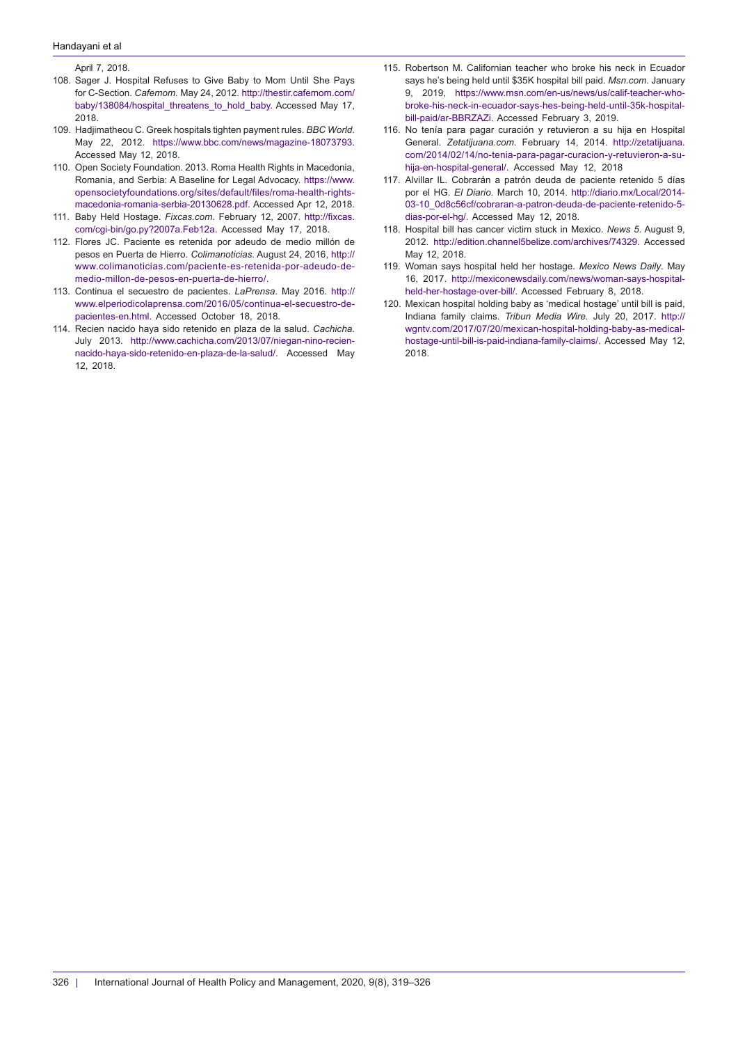April 7, 2018.

108. Sager J. Hospital Refuses to Give Baby to Mom Until She Pays for C-Section. *Cafemom*. May 24, 2012. http://thestir.cafemom.com/baby/138084/hospital_threatens_to_hold_baby. Accessed May 17, 2018.
109. Hadjimatheou C. Greek hospitals tighten payment rules. *BBC World*. May 22, 2012. https://www.bbc.com/news/magazine-18073793. Accessed May 12, 2018.
110. Open Society Foundation. 2013. Roma Health Rights in Macedonia, Romania, and Serbia: A Baseline for Legal Advocacy. https://www.opensocietyfoundations.org/sites/default/files/roma-health-rights-macedonia-romania-serbia-20130628.pdf. Accessed Apr 12, 2018.
111. Baby Held Hostage. *Fixcas.com*. February 12, 2007. http://fixcas.com/cgi-bin/go.py?2007a.Feb12a. Accessed May 17, 2018.
112. Flores JC. Paciente es retenida por adeudo de medio millón de pesos en Puerta de Hierro. *Colimanoticias*. August 24, 2016, http://www.colimanoticias.com/paciente-es-retenida-por-adeudo-de-medio-millon-de-pesos-en-puerta-de-hierro/.
113. Continua el secuestro de pacientes. *LaPrensa*. May 2016. http://www.elperiodicolaprensa.com/2016/05/continua-el-secuestro-de-pacientes-en.html. Accessed October 18, 2018.
114. Recien nacido haya sido retenido en plaza de la salud. *Cachicha*. July 2013. http://www.cachicha.com/2013/07/niegan-nino-recien-nacido-haya-sido-retenido-en-plaza-de-la-salud/. Accessed May 12, 2018.
115. Robertson M. Californian teacher who broke his neck in Ecuador says he's being held until $35K hospital bill paid. *Msn.com*. January 9, 2019, https://www.msn.com/en-us/news/us/calif-teacher-who-broke-his-neck-in-ecuador-says-hes-being-held-until-35k-hospital-bill-paid/ar-BBRZAZi. Accessed February 3, 2019.
116. No tenía para pagar curación y retuvieron a su hija en Hospital General. *Zetatijuana.com*. February 14, 2014. http://zetatijuana.com/2014/02/14/no-tenia-para-pagar-curacion-y-retuvieron-a-su-hija-en-hospital-general/. Accessed May 12, 2018
117. Alvillar IL. Cobrarán a patrón deuda de paciente retenido 5 días por el HG. *El Diario*. March 10, 2014. http://diario.mx/Local/2014-03-10_0d8c56cf/cobraran-a-patron-deuda-de-paciente-retenido-5-dias-por-el-hg/. Accessed May 12, 2018.
118. Hospital bill has cancer victim stuck in Mexico. *News 5*. August 9, 2012. http://edition.channel5belize.com/archives/74329. Accessed May 12, 2018.
119. Woman says hospital held her hostage. *Mexico News Daily*. May 16, 2017. http://mexiconewsdaily.com/news/woman-says-hospital-held-her-hostage-over-bill/. Accessed February 8, 2018.
120. Mexican hospital holding baby as 'medical hostage' until bill is paid, Indiana family claims. *Tribun Media Wire*. July 20, 2017. http://wgntv.com/2017/07/20/mexican-hospital-holding-baby-as-medical-hostage-until-bill-is-paid-indiana-family-claims/. Accessed May 12, 2018.